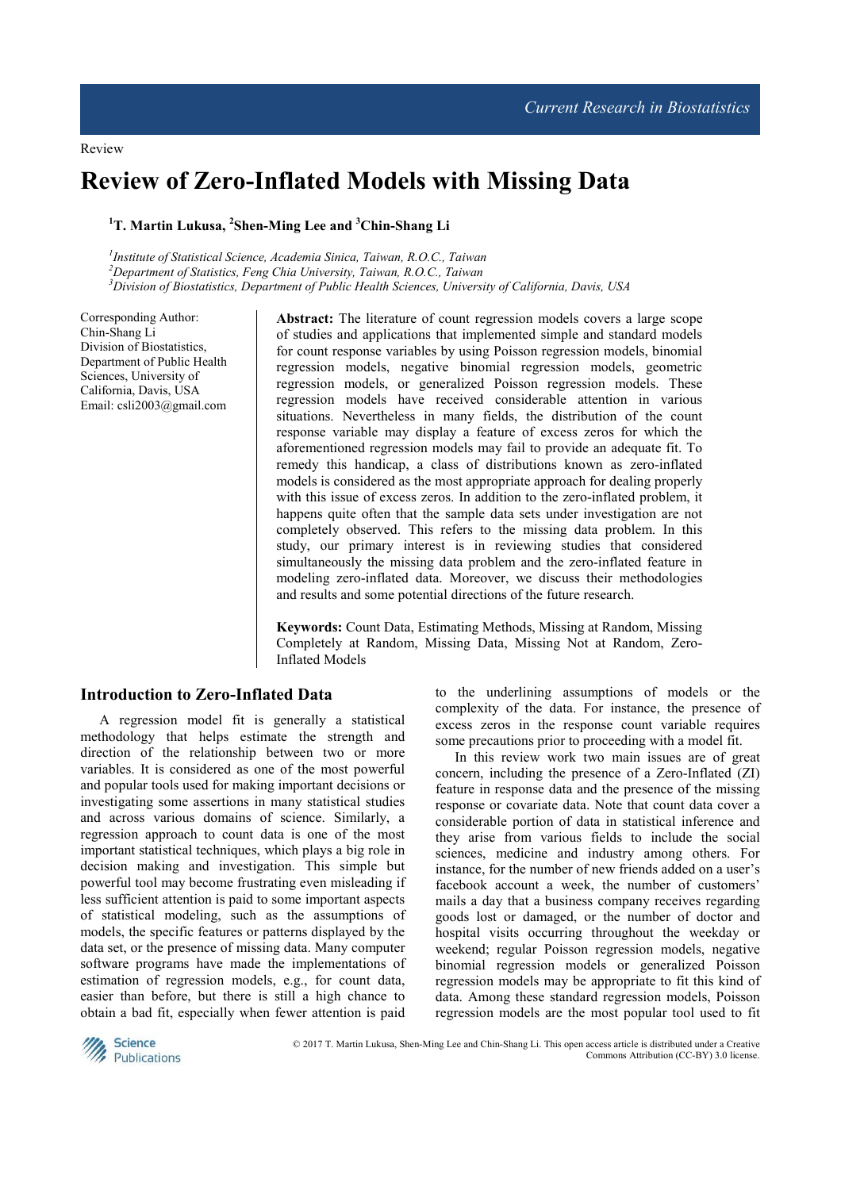Review

# Review of Zero-Inflated Models with Missing Data

[1]T. Martin Lukusa, [2]Shen-Ming Lee and [3]Chin-Shang Li

*[1]Institute of Statistical Science, Academia Sinica, Taiwan, R.O.C., Taiwan*
*[2]Department of Statistics, Feng Chia University, Taiwan, R.O.C., Taiwan*
*[3]Division of Biostatistics, Department of Public Health Sciences, University of California, Davis, USA*

Corresponding Author:
Chin-Shang Li
Division of Biostatistics, Department of Public Health Sciences, University of California, Davis, USA
Email: csli2003@gmail.com

**Abstract:** The literature of count regression models covers a large scope of studies and applications that implemented simple and standard models for count response variables by using Poisson regression models, binomial regression models, negative binomial regression models, geometric regression models, or generalized Poisson regression models. These regression models have received considerable attention in various situations. Nevertheless in many fields, the distribution of the count response variable may display a feature of excess zeros for which the aforementioned regression models may fail to provide an adequate fit. To remedy this handicap, a class of distributions known as zero-inflated models is considered as the most appropriate approach for dealing properly with this issue of excess zeros. In addition to the zero-inflated problem, it happens quite often that the sample data sets under investigation are not completely observed. This refers to the missing data problem. In this study, our primary interest is in reviewing studies that considered simultaneously the missing data problem and the zero-inflated feature in modeling zero-inflated data. Moreover, we discuss their methodologies and results and some potential directions of the future research.

**Keywords:** Count Data, Estimating Methods, Missing at Random, Missing Completely at Random, Missing Data, Missing Not at Random, Zero-Inflated Models

## Introduction to Zero-Inflated Data

A regression model fit is generally a statistical methodology that helps estimate the strength and direction of the relationship between two or more variables. It is considered as one of the most powerful and popular tools used for making important decisions or investigating some assertions in many statistical studies and across various domains of science. Similarly, a regression approach to count data is one of the most important statistical techniques, which plays a big role in decision making and investigation. This simple but powerful tool may become frustrating even misleading if less sufficient attention is paid to some important aspects of statistical modeling, such as the assumptions of models, the specific features or patterns displayed by the data set, or the presence of missing data. Many computer software programs have made the implementations of estimation of regression models, e.g., for count data, easier than before, but there is still a high chance to obtain a bad fit, especially when fewer attention is paid to the underlining assumptions of models or the complexity of the data. For instance, the presence of excess zeros in the response count variable requires some precautions prior to proceeding with a model fit.

In this review work two main issues are of great concern, including the presence of a Zero-Inflated (ZI) feature in response data and the presence of the missing response or covariate data. Note that count data cover a considerable portion of data in statistical inference and they arise from various fields to include the social sciences, medicine and industry among others. For instance, for the number of new friends added on a user's facebook account a week, the number of customers' mails a day that a business company receives regarding goods lost or damaged, or the number of doctor and hospital visits occurring throughout the weekday or weekend; regular Poisson regression models, negative binomial regression models or generalized Poisson regression models may be appropriate to fit this kind of data. Among these standard regression models, Poisson regression models are the most popular tool used to fit

© 2017 T. Martin Lukusa, Shen-Ming Lee and Chin-Shang Li. This open access article is distributed under a Creative Commons Attribution (CC-BY) 3.0 license.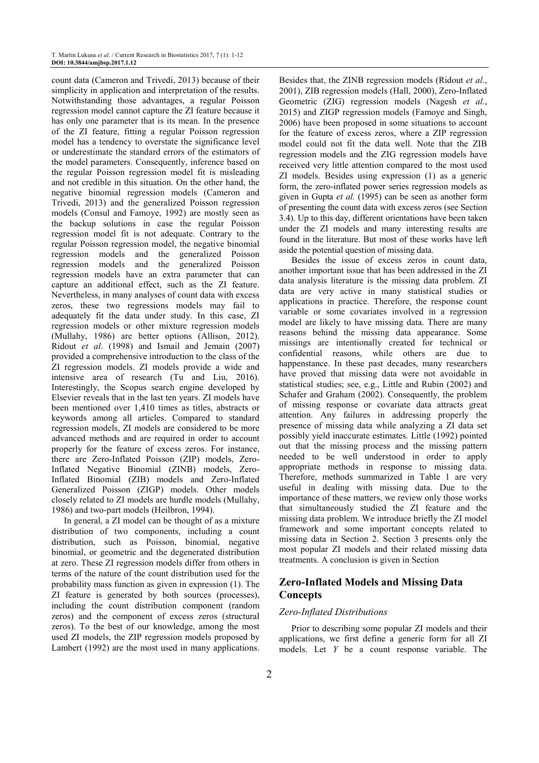count data (Cameron and Trivedi, 2013) because of their simplicity in application and interpretation of the results. Notwithstanding those advantages, a regular Poisson regression model cannot capture the ZI feature because it has only one parameter that is its mean. In the presence of the ZI feature, fitting a regular Poisson regression model has a tendency to overstate the significance level or underestimate the standard errors of the estimators of the model parameters. Consequently, inference based on the regular Poisson regression model fit is misleading and not credible in this situation. On the other hand, the negative binomial regression models (Cameron and Trivedi, 2013) and the generalized Poisson regression models (Consul and Famoye, 1992) are mostly seen as the backup solutions in case the regular Poisson regression model fit is not adequate. Contrary to the regular Poisson regression model, the negative binomial regression models and the generalized Poisson regression models and the generalized Poisson regression models have an extra parameter that can capture an additional effect, such as the ZI feature. Nevertheless, in many analyses of count data with excess zeros, these two regressions models may fail to adequately fit the data under study. In this case, ZI regression models or other mixture regression models (Mullahy, 1986) are better options (Allison, 2012). Ridout *et al*. (1998) and Ismail and Jemain (2007) provided a comprehensive introduction to the class of the ZI regression models. ZI models provide a wide and intensive area of research (Tu and Liu, 2016). Interestingly, the Scopus search engine developed by Elsevier reveals that in the last ten years. ZI models have been mentioned over 1,410 times as titles, abstracts or keywords among all articles. Compared to standard regression models, ZI models are considered to be more advanced methods and are required in order to account properly for the feature of excess zeros. For instance, there are Zero-Inflated Poisson (ZIP) models, Zero-Inflated Negative Binomial (ZINB) models, Zero-Inflated Binomial (ZIB) models and Zero-Inflated Generalized Poisson (ZIGP) models. Other models closely related to ZI models are hurdle models (Mullahy, 1986) and two-part models (Heilbron, 1994).

In general, a ZI model can be thought of as a mixture distribution of two components, including a count distribution, such as Poisson, binomial, negative binomial, or geometric and the degenerated distribution at zero. These ZI regression models differ from others in terms of the nature of the count distribution used for the probability mass function as given in expression (1). The ZI feature is generated by both sources (processes), including the count distribution component (random zeros) and the component of excess zeros (structural zeros). To the best of our knowledge, among the most used ZI models, the ZIP regression models proposed by Lambert (1992) are the most used in many applications. Besides that, the ZINB regression models (Ridout *et al*., 2001), ZIB regression models (Hall, 2000), Zero-Inflated Geometric (ZIG) regression models (Nagesh *et al*., 2015) and ZIGP regression models (Famoye and Singh, 2006) have been proposed in some situations to account for the feature of excess zeros, where a ZIP regression model could not fit the data well. Note that the ZIB regression models and the ZIG regression models have received very little attention compared to the most used ZI models. Besides using expression (1) as a generic form, the zero-inflated power series regression models as given in Gupta *et al*. (1995) can be seen as another form of presenting the count data with excess zeros (see Section 3.4). Up to this day, different orientations have been taken under the ZI models and many interesting results are found in the literature. But most of these works have left aside the potential question of missing data.

Besides the issue of excess zeros in count data, another important issue that has been addressed in the ZI data analysis literature is the missing data problem. ZI data are very active in many statistical studies or applications in practice. Therefore, the response count variable or some covariates involved in a regression model are likely to have missing data. There are many reasons behind the missing data appearance. Some missings are intentionally created for technical or confidential reasons, while others are due to happenstance. In these past decades, many researchers have proved that missing data were not avoidable in statistical studies; see, e.g., Little and Rubin (2002) and Schafer and Graham (2002). Consequently, the problem of missing response or covariate data attracts great attention. Any failures in addressing properly the presence of missing data while analyzing a ZI data set possibly yield inaccurate estimates. Little (1992) pointed out that the missing process and the missing pattern needed to be well understood in order to apply appropriate methods in response to missing data. Therefore, methods summarized in Table 1 are very useful in dealing with missing data. Due to the importance of these matters, we review only those works that simultaneously studied the ZI feature and the missing data problem. We introduce briefly the ZI model framework and some important concepts related to missing data in Section 2. Section 3 presents only the most popular ZI models and their related missing data treatments. A conclusion is given in Section

## Zero-Inflated Models and Missing Data Concepts

### *Zero-Inflated Distributions*

Prior to describing some popular ZI models and their applications, we first define a generic form for all ZI models. Let $Y$ be a count response variable. The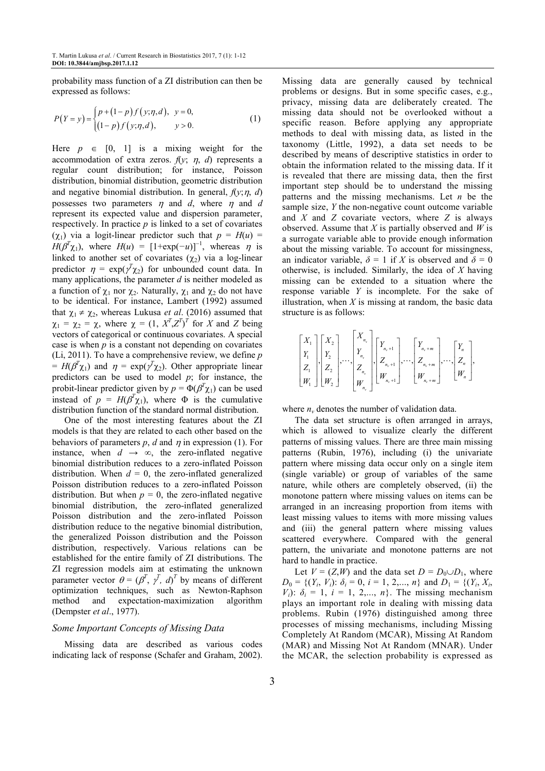probability mass function of a ZI distribution can then be expressed as follows:

$$P(Y=y)=\begin{cases} p+(1-p)f(y;\eta,d), & y=0, \\ (1-p)f(y;\eta,d), & y>0. \end{cases} \quad (1)$$

Here $p \in [0, 1]$ is a mixing weight for the accommodation of extra zeros. $f(y; \eta, d)$ represents a regular count distribution; for instance, Poisson distribution, binomial distribution, geometric distribution and negative binomial distribution. In general, $f(y;\eta, d)$ possesses two parameters $\eta$ and $d$, where $\eta$ and $d$ represent its expected value and dispersion parameter, respectively. In practice $p$ is linked to a set of covariates ($\chi_1$) via a logit-linear predictor such that $p = H(u) = H(\beta^T\chi_1)$, where $H(u) = [1+\exp(-u)]^{-1}$, whereas $\eta$ is linked to another set of covariates ($\chi_2$) via a log-linear predictor $\eta = \exp(\gamma^T\chi_2)$ for unbounded count data. In many applications, the parameter $d$ is neither modeled as a function of $\chi_1$ nor $\chi_2$. Naturally, $\chi_1$ and $\chi_2$ do not have to be identical. For instance, Lambert (1992) assumed that $\chi_1 \neq \chi_2$, whereas Lukusa *et al*. (2016) assumed that $\chi_1 = \chi_2 = \chi$, where $\chi = (1, X^T,Z^T)^T$ for $X$ and $Z$ being vectors of categorical or continuous covariates. A special case is when $p$ is a constant not depending on covariates (Li, 2011). To have a comprehensive review, we define $p = H(\beta^T\chi_1)$ and $\eta = \exp(\gamma^T\chi_2)$. Other appropriate linear predictors can be used to model $p$; for instance, the probit-linear predictor given by $p = \Phi(\beta^T\chi_1)$ can be used instead of $p = H(\beta^T\chi_1)$, where $\Phi$ is the cumulative distribution function of the standard normal distribution.

One of the most interesting features about the ZI models is that they are related to each other based on the behaviors of parameters $p$, $d$ and $\eta$ in expression (1). For instance, when $d \to \infty$, the zero-inflated negative binomial distribution reduces to a zero-inflated Poisson distribution. When $d = 0$, the zero-inflated generalized Poisson distribution reduces to a zero-inflated Poisson distribution. But when $p = 0$, the zero-inflated negative binomial distribution, the zero-inflated generalized Poisson distribution and the zero-inflated Poisson distribution reduce to the negative binomial distribution, the generalized Poisson distribution and the Poisson distribution, respectively. Various relations can be established for the entire family of ZI distributions. The ZI regression models aim at estimating the unknown parameter vector $\theta = (\beta^T, \gamma^T, d)^T$ by means of different optimization techniques, such as Newton-Raphson method and expectation-maximization algorithm (Dempster *et al*., 1977).

### Some Important Concepts of Missing Data

Missing data are described as various codes indicating lack of response (Schafer and Graham, 2002). Missing data are generally caused by technical problems or designs. But in some specific cases, e.g., privacy, missing data are deliberately created. The missing data should not be overlooked without a specific reason. Before applying any appropriate methods to deal with missing data, as listed in the taxonomy (Little, 1992), a data set needs to be described by means of descriptive statistics in order to obtain the information related to the missing data. If it is revealed that there are missing data, then the first important step should be to understand the missing patterns and the missing mechanisms. Let $n$ be the sample size, $Y$ the non-negative count outcome variable and $X$ and $Z$ covariate vectors, where $Z$ is always observed. Assume that $X$ is partially observed and $W$ is a surrogate variable able to provide enough information about the missing variable. To account for missingness, an indicator variable, $\delta = 1$ if $X$ is observed and $\delta = 0$ otherwise, is included. Similarly, the idea of $X$ having missing can be extended to a situation where the response variable $Y$ is incomplete. For the sake of illustration, when $X$ is missing at random, the basic data structure is as follows:

$$\begin{bmatrix} X_1 \\ Y_1 \\ Z_1 \\ W_1 \end{bmatrix}, \begin{bmatrix} X_2 \\ Y_2 \\ Z_2 \\ W_2 \end{bmatrix}, \dots, \begin{bmatrix} X_{n_v} \\ Y_{n_v} \\ Z_{n_v} \\ W_{n_v} \end{bmatrix}, \begin{bmatrix} Y_{n_v+1} \\ Z_{n_v+1} \\ W_{n_v+1} \end{bmatrix}, \dots, \begin{bmatrix} Y_{n_v+m} \\ Z_{n_v+m} \\ W_{n_v+m} \end{bmatrix}, \dots, \begin{bmatrix} Y_n \\ Z_n \\ W_n \end{bmatrix},$$

where $n_v$ denotes the number of validation data.

The data set structure is often arranged in arrays, which is allowed to visualize clearly the different patterns of missing values. There are three main missing patterns (Rubin, 1976), including (i) the univariate pattern where missing data occur only on a single item (single variable) or group of variables of the same nature, while others are completely observed, (ii) the monotone pattern where missing values on items can be arranged in an increasing proportion from items with least missing values to items with more missing values and (iii) the general pattern where missing values scattered everywhere. Compared with the general pattern, the univariate and monotone patterns are not hard to handle in practice.

Let $V = (Z,W)$ and the data set $D = D_0 \cup D_1$, where $D_0 = \{(Y_i, V_i): \delta_i = 0, i = 1, 2,..., n\}$ and $D_1 = \{(Y_i, X_i, V_i): \delta_i = 1, i = 1, 2,..., n\}$. The missing mechanism plays an important role in dealing with missing data problems. Rubin (1976) distinguished among three processes of missing mechanisms, including Missing Completely At Random (MCAR), Missing At Random (MAR) and Missing Not At Random (MNAR). Under the MCAR, the selection probability is expressed as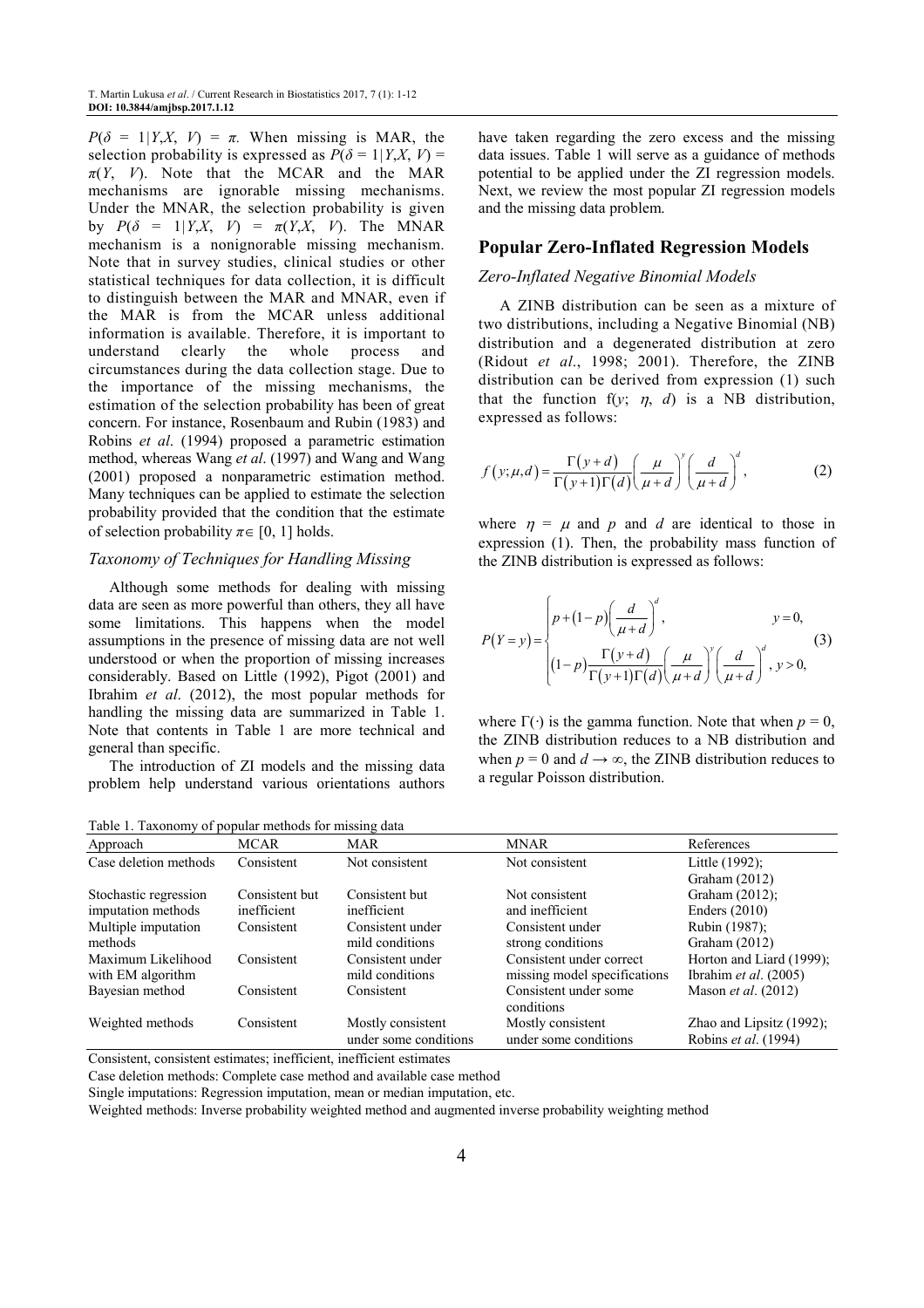$P(\delta = 1|Y,X, V) = \pi$. When missing is MAR, the selection probability is expressed as $P(\delta = 1|Y,X, V) = \pi(Y, V)$. Note that the MCAR and the MAR mechanisms are ignorable missing mechanisms. Under the MNAR, the selection probability is given by $P(\delta = 1|Y,X, V) = \pi(Y,X, V)$. The MNAR mechanism is a nonignorable missing mechanism. Note that in survey studies, clinical studies or other statistical techniques for data collection, it is difficult to distinguish between the MAR and MNAR, even if the MAR is from the MCAR unless additional information is available. Therefore, it is important to understand clearly the whole process and circumstances during the data collection stage. Due to the importance of the missing mechanisms, the estimation of the selection probability has been of great concern. For instance, Rosenbaum and Rubin (1983) and Robins *et al*. (1994) proposed a parametric estimation method, whereas Wang *et al*. (1997) and Wang and Wang (2001) proposed a nonparametric estimation method. Many techniques can be applied to estimate the selection probability provided that the condition that the estimate of selection probability $\pi \in [0, 1]$ holds.

### *Taxonomy of Techniques for Handling Missing*

Although some methods for dealing with missing data are seen as more powerful than others, they all have some limitations. This happens when the model assumptions in the presence of missing data are not well understood or when the proportion of missing increases considerably. Based on Little (1992), Pigot (2001) and Ibrahim *et al*. (2012), the most popular methods for handling the missing data are summarized in Table 1. Note that contents in Table 1 are more technical and general than specific.

The introduction of ZI models and the missing data problem help understand various orientations authors have taken regarding the zero excess and the missing data issues. Table 1 will serve as a guidance of methods potential to be applied under the ZI regression models. Next, we review the most popular ZI regression models and the missing data problem.

## Popular Zero-Inflated Regression Models

### *Zero-Inflated Negative Binomial Models*

A ZINB distribution can be seen as a mixture of two distributions, including a Negative Binomial (NB) distribution and a degenerated distribution at zero (Ridout *et al*., 1998; 2001). Therefore, the ZINB distribution can be derived from expression (1) such that the function $f(y;\ \eta,\ d)$ is a NB distribution, expressed as follows:

$$f(y;\mu,d) = \frac{\Gamma(y+d)}{\Gamma(y+1)\Gamma(d)}\left(\frac{\mu}{\mu+d}\right)^{y}\left(\frac{d}{\mu+d}\right)^{d}, \qquad (2)$$

where $\eta = \mu$ and $p$ and $d$ are identical to those in expression (1). Then, the probability mass function of the ZINB distribution is expressed as follows:

$$P(Y=y) = \begin{cases} p + (1-p)\left(\dfrac{d}{\mu+d}\right)^{d}, & y = 0, \\ (1-p)\dfrac{\Gamma(y+d)}{\Gamma(y+1)\Gamma(d)}\left(\dfrac{\mu}{\mu+d}\right)^{y}\left(\dfrac{d}{\mu+d}\right)^{d}, & y > 0, \end{cases} \qquad (3)$$

where $\Gamma(\cdot)$ is the gamma function. Note that when $p = 0$, the ZINB distribution reduces to a NB distribution and when $p = 0$ and $d \rightarrow \infty$, the ZINB distribution reduces to a regular Poisson distribution.

Table 1. Taxonomy of popular methods for missing data

| Approach | MCAR | MAR | MNAR | References |
|---|---|---|---|---|
| Case deletion methods | Consistent | Not consistent | Not consistent | Little (1992); Graham (2012) |
| Stochastic regression imputation methods | Consistent but inefficient | Consistent but inefficient | Not consistent and inefficient | Graham (2012); Enders (2010) |
| Multiple imputation methods | Consistent | Consistent under mild conditions | Consistent under strong conditions | Rubin (1987); Graham (2012) |
| Maximum Likelihood with EM algorithm | Consistent | Consistent under mild conditions | Consistent under correct missing model specifications | Horton and Liard (1999); Ibrahim *et al*. (2005) |
| Bayesian method | Consistent | Consistent | Consistent under some conditions | Mason *et al*. (2012) |
| Weighted methods | Consistent | Mostly consistent under some conditions | Mostly consistent under some conditions | Zhao and Lipsitz (1992); Robins *et al*. (1994) |

Consistent, consistent estimates; inefficient, inefficient estimates

Case deletion methods: Complete case method and available case method

Single imputations: Regression imputation, mean or median imputation, etc.

Weighted methods: Inverse probability weighted method and augmented inverse probability weighting method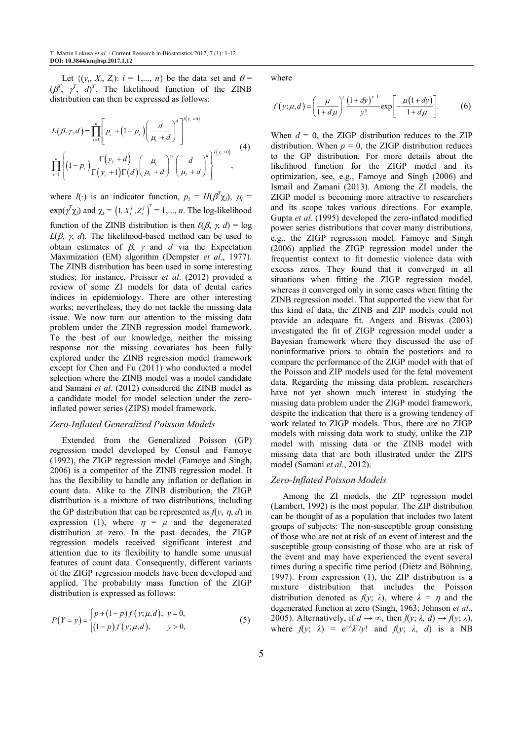Let $\{(y_i, X_i, Z_i): i = 1,..., n\}$ be the data set and $\theta = (\beta^T, \gamma^T, d)^T$. The likelihood function of the ZINB distribution can then be expressed as follows:

$$L(\beta,\gamma,d) = \prod_{i=1}^{n}\left[p_i + (1-p_i)\left(\frac{d}{\mu_i + d}\right)^d\right]^{I(y_i=0)}$$
$$\prod_{i=1}^{n}\left\{(1-p_i)\frac{\Gamma(y_i+d)}{\Gamma(y_i+1)\Gamma(d)}\left(\frac{\mu_i}{\mu_i+d}\right)^{y_i}\left(\frac{d}{\mu_i+d}\right)^d\right\}^{I(y_i>0)}, \quad (4)$$

where $I(\cdot)$ is an indicator function, $p_i = H(\beta^T\chi_i)$, $\mu_i = \exp(\gamma^T\chi_i)$ and $\chi_i = \left(1, X_i^T, Z_i^T\right)^T = 1,..., n$. The log-likelihood function of the ZINB distribution is then $\ell(\beta, \gamma, d) = \log L(\beta, \gamma, d)$. The likelihood-based method can be used to obtain estimates of $\beta$, $\gamma$ and $d$ via the Expectation Maximization (EM) algorithm (Dempster *et al*., 1977). The ZINB distribution has been used in some interesting studies; for instance, Preisser *et al*. (2012) provided a review of some ZI models for data of dental caries indices in epidemiology. There are other interesting works; nevertheless, they do not tackle the missing data issue. We now turn our attention to the missing data problem under the ZINB regression model framework. To the best of our knowledge, neither the missing response nor the missing covariates has been fully explored under the ZINB regression model framework except for Chen and Fu (2011) who conducted a model selection where the ZINB model was a model candidate and Samani *et al*. (2012) considered the ZINB model as a candidate model for model selection under the zero-inflated power series (ZIPS) model framework.

### *Zero-Inflated Generalized Poisson Models*

Extended from the Generalized Poisson (GP) regression model developed by Consul and Famoye (1992), the ZIGP regression model (Famoye and Singh, 2006) is a competitor of the ZINB regression model. It has the flexibility to handle any inflation or deflation in count data. Alike to the ZINB distribution, the ZIGP distribution is a mixture of two distributions, including the GP distribution that can be represented as $f(y, \eta, d)$ in expression (1), where $\eta = \mu$ and the degenerated distribution at zero. In the past decades, the ZIGP regression models received significant interest and attention due to its flexibility to handle some unusual features of count data. Consequently, different variants of the ZIGP regression models have been developed and applied. The probability mass function of the ZIGP distribution is expressed as follows:

$$P(Y=y) = \begin{cases} p + (1-p)f(y;\mu,d), & y = 0, \\ (1-p)f(y;\mu,d), & y > 0, \end{cases} \quad (5)$$

where

$$f(y;\mu,d) = \left(\frac{\mu}{1+d\mu}\right)^y \frac{(1+dy)^{y-1}}{y!}\exp\left[-\frac{\mu(1+dy)}{1+d\mu}\right]. \quad (6)$$

When $d = 0$, the ZIGP distribution reduces to the ZIP distribution. When $p = 0$, the ZIGP distribution reduces to the GP distribution. For more details about the likelihood function for the ZIGP model and its optimization, see, e.g., Famoye and Singh (2006) and Ismail and Zamani (2013). Among the ZI models, the ZIGP model is becoming more attractive to researchers and its scope takes various directions. For example, Gupta *et al*. (1995) developed the zero-inflated modified power series distributions that cover many distributions, e.g., the ZIGP regression model. Famoye and Singh (2006) applied the ZIGP regression model under the frequentist context to fit domestic violence data with excess zeros. They found that it converged in all situations when fitting the ZIGP regression model, whereas it converged only in some cases when fitting the ZINB regression model. That supported the view that for this kind of data, the ZINB and ZIP models could not provide an adequate fit. Angers and Biswas (2003) investigated the fit of ZIGP regression model under a Bayesian framework where they discussed the use of noninformative priors to obtain the posteriors and to compare the performance of the ZIGP model with that of the Poisson and ZIP models used for the fetal movement data. Regarding the missing data problem, researchers have not yet shown much interest in studying the missing data problem under the ZIGP model framework, despite the indication that there is a growing tendency of work related to ZIGP models. Thus, there are no ZIGP models with missing data work to study, unlike the ZIP model with missing data or the ZINB model with missing data that are both illustrated under the ZIPS model (Samani *et al*., 2012).

### *Zero-Inflated Poisson Models*

Among the ZI models, the ZIP regression model (Lambert, 1992) is the most popular. The ZIP distribution can be thought of as a population that includes two latent groups of subjects: The non-susceptible group consisting of those who are not at risk of an event of interest and the susceptible group consisting of those who are at risk of the event and may have experienced the event several times during a specific time period (Dietz and Böhning, 1997). From expression (1), the ZIP distribution is a mixture distribution that includes the Poisson distribution denoted as $f(y; \lambda)$, where $\lambda = \eta$ and the degenerated function at zero (Singh, 1963; Johnson *et al*., 2005). Alternatively, if $d \rightarrow \infty$, then $f(y; \lambda, d) \rightarrow f(y; \lambda)$, where $f(y; \lambda) = e^{-\lambda}\lambda^y/y!$ and $f(y; \lambda, d)$ is a NB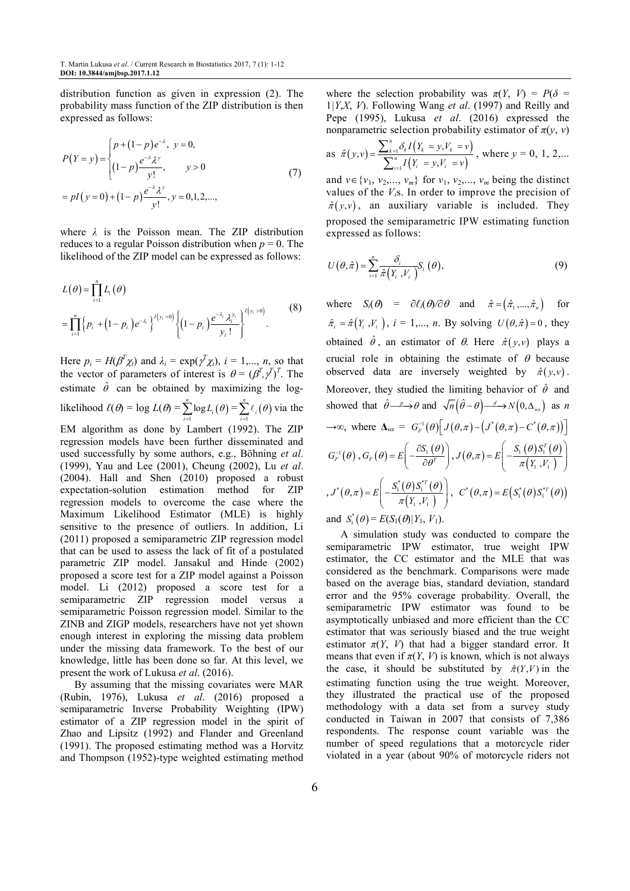distribution function as given in expression (2). The probability mass function of the ZIP distribution is then expressed as follows:

$$
P(Y=y)=\begin{cases} p+(1-p)e^{-\lambda}, & y=0, \\ (1-p)\dfrac{e^{-\lambda}\lambda^{y}}{y!}, & y>0 \end{cases}
$$
$$
= pI(y=0)+(1-p)\frac{e^{-\lambda}\lambda^{y}}{y!}, y=0,1,2,..., \tag{7}
$$

where $\lambda$ is the Poisson mean. The ZIP distribution reduces to a regular Poisson distribution when $p = 0$. The likelihood of the ZIP model can be expressed as follows:

$$
L(\theta)=\prod_{i=1}^{n} L_i(\theta)
$$
$$
=\prod_{i=1}^{n}\left\{p_i+(1-p_i)e^{-\lambda_i}\right\}^{I(y_i=0)}\left\{(1-p_i)\frac{e^{-\lambda_i}\lambda_i^{y_i}}{y_i!}\right\}^{I(y_i>0)}. \tag{8}
$$

Here $p_i = H(\beta^T\chi_i)$ and $\lambda_i = \exp(\gamma^T\chi_i)$, $i = 1,..., n$, so that the vector of parameters of interest is $\theta = (\beta^T,\gamma^T)^T$. The estimate $\hat{\theta}$ can be obtained by maximizing the log-likelihood $\ell(\theta) = \log L(\theta) = \sum_{i=1}^{n}\log L_i(\theta) = \sum_{i=1}^{n}\ell_i(\theta)$ via the EM algorithm as done by Lambert (1992). The ZIP regression models have been further disseminated and used successfully by some authors, e.g., Böhning *et al*. (1999), Yau and Lee (2001), Cheung (2002), Lu *et al*. (2004). Hall and Shen (2010) proposed a robust expectation-solution estimation method for ZIP regression models to overcome the case where the Maximum Likelihood Estimator (MLE) is highly sensitive to the presence of outliers. In addition, Li (2011) proposed a semiparametric ZIP regression model that can be used to assess the lack of fit of a postulated parametric ZIP model. Jansakul and Hinde (2002) proposed a score test for a ZIP model against a Poisson model. Li (2012) proposed a score test for a semiparametric ZIP regression model versus a semiparametric Poisson regression model. Similar to the ZINB and ZIGP models, researchers have not yet shown enough interest in exploring the missing data problem under the missing data framework. To the best of our knowledge, little has been done so far. At this level, we present the work of Lukusa *et al*. (2016).

By assuming that the missing covariates were MAR (Rubin, 1976), Lukusa *et al*. (2016) proposed a semiparametric Inverse Probability Weighting (IPW) estimator of a ZIP regression model in the spirit of Zhao and Lipsitz (1992) and Flander and Greenland (1991). The proposed estimating method was a Horvitz and Thompson (1952)-type weighted estimating method where the selection probability was $\pi(Y, V) = P(\delta = 1|Y,X, V)$. Following Wang *et al*. (1997) and Reilly and Pepe (1995), Lukusa *et al*. (2016) expressed the nonparametric selection probability estimator of $\pi(y, v)$ as $\hat{\pi}(y,v)=\dfrac{\sum_{k=1}^{n}\delta_k I(Y_k=y,V_k=v)}{\sum_{i=1}^{n}I(Y_i=y,V_i=v)}$, where $y = 0, 1, 2,...$ and $v\in\{v_1, v_2,..., v_m\}$ for $v_1, v_2,..., v_m$ being the distinct values of the $V_i$s. In order to improve the precision of $\hat{\pi}(y,v)$, an auxiliary variable is included. They proposed the semiparametric IPW estimating function expressed as follows:

$$
U(\theta,\hat{\pi})=\sum_{i=1}^{n}\frac{\delta_i}{\hat{\pi}(Y_i,V_i)}S_i(\theta), \tag{9}
$$

where $S_i(\theta) = \partial\ell_i(\theta)/\partial\theta$ and $\hat{\pi}=(\hat{\pi}_1,...,\hat{\pi}_n)$ for $\hat{\pi}_i=\hat{\pi}(Y_i,V_i)$, $i = 1,..., n$. By solving $U(\theta,\hat{\pi})=0$, they obtained $\hat{\theta}$, an estimator of $\theta$. Here $\hat{\pi}(y,v)$ plays a crucial role in obtaining the estimate of $\theta$ because observed data are inversely weighted by $\hat{\pi}(y,v)$. Moreover, they studied the limiting behavior of $\hat{\theta}$ and showed that $\hat{\theta}\xrightarrow{p}\theta$ and $\sqrt{n}(\hat{\theta}-\theta)\xrightarrow{d}N(0,\Delta_{ws})$ as $n\to\infty$, where $\Delta_{ws} = G_F^{-1}(\theta)\left[J(\theta,\pi)-\left(J^*(\theta,\pi)-C^*(\theta,\pi)\right)\right]G_F^{-1}(\theta)$, $G_F(\theta)=E\left(-\dfrac{\partial S_1(\theta)}{\partial\theta^T}\right)$, $J(\theta,\pi)=E\left(-\dfrac{S_1(\theta)S_1^T(\theta)}{\pi(Y_1,V_1)}\right)$, $J^*(\theta,\pi)=E\left(-\dfrac{S_1^*(\theta)S_1^{*T}(\theta)}{\pi(Y_1,V_1)}\right)$, $C^*(\theta,\pi)=E\left(S_1^*(\theta)S_1^{*T}(\theta)\right)$ and $S_1^*(\theta)=E(S_1(\theta)|Y_1,V_1)$.

A simulation study was conducted to compare the semiparametric IPW estimator, true weight IPW estimator, the CC estimator and the MLE that was considered as the benchmark. Comparisons were made based on the average bias, standard deviation, standard error and the 95% coverage probability. Overall, the semiparametric IPW estimator was found to be asymptotically unbiased and more efficient than the CC estimator that was seriously biased and the true weight estimator $\pi(Y, V)$ that had a bigger standard error. It means that even if $\pi(Y, V)$ is known, which is not always the case, it should be substituted by $\hat{\pi}(Y,V)$ in the estimating function using the true weight. Moreover, they illustrated the practical use of the proposed methodology with a data set from a survey study conducted in Taiwan in 2007 that consists of 7,386 respondents. The response count variable was the number of speed regulations that a motorcycle rider violated in a year (about 90% of motorcycle riders not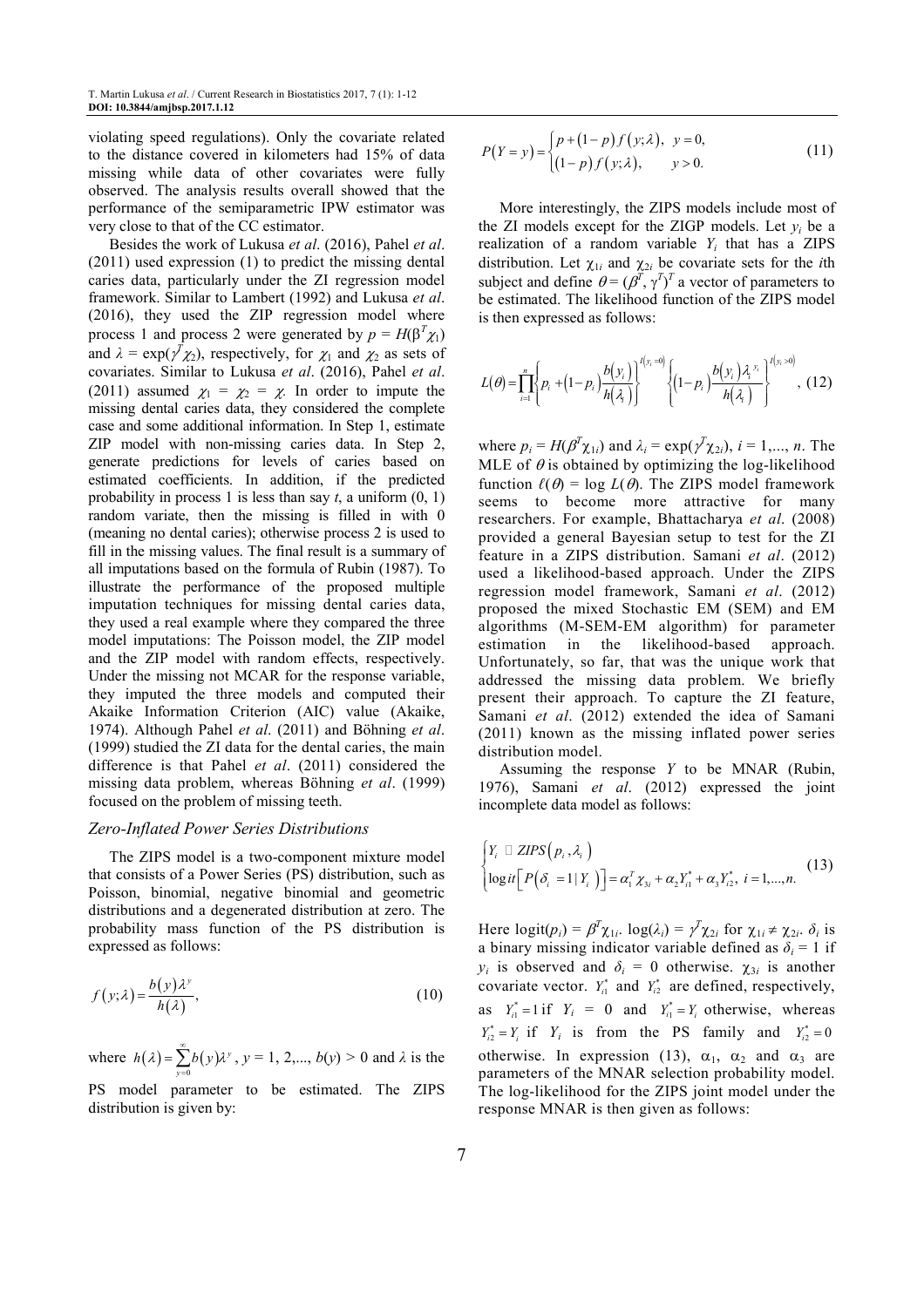violating speed regulations). Only the covariate related to the distance covered in kilometers had 15% of data missing while data of other covariates were fully observed. The analysis results overall showed that the performance of the semiparametric IPW estimator was very close to that of the CC estimator.

Besides the work of Lukusa *et al*. (2016), Pahel *et al*. (2011) used expression (1) to predict the missing dental caries data, particularly under the ZI regression model framework. Similar to Lambert (1992) and Lukusa *et al*. (2016), they used the ZIP regression model where process 1 and process 2 were generated by $p = H(\beta^T\chi_1)$ and $\lambda = \exp(\gamma^T\chi_2)$, respectively, for $\chi_1$ and $\chi_2$ as sets of covariates. Similar to Lukusa *et al*. (2016), Pahel *et al*. (2011) assumed $\chi_1 = \chi_2 = \chi$. In order to impute the missing dental caries data, they considered the complete case and some additional information. In Step 1, estimate ZIP model with non-missing caries data. In Step 2, generate predictions for levels of caries based on estimated coefficients. In addition, if the predicted probability in process 1 is less than say $t$, a uniform (0, 1) random variate, then the missing is filled in with 0 (meaning no dental caries); otherwise process 2 is used to fill in the missing values. The final result is a summary of all imputations based on the formula of Rubin (1987). To illustrate the performance of the proposed multiple imputation techniques for missing dental caries data, they used a real example where they compared the three model imputations: The Poisson model, the ZIP model and the ZIP model with random effects, respectively. Under the missing not MCAR for the response variable, they imputed the three models and computed their Akaike Information Criterion (AIC) value (Akaike, 1974). Although Pahel *et al*. (2011) and Böhning *et al*. (1999) studied the ZI data for the dental caries, the main difference is that Pahel *et al*. (2011) considered the missing data problem, whereas Böhning *et al*. (1999) focused on the problem of missing teeth.

### *Zero-Inflated Power Series Distributions*

The ZIPS model is a two-component mixture model that consists of a Power Series (PS) distribution, such as Poisson, binomial, negative binomial and geometric distributions and a degenerated distribution at zero. The probability mass function of the PS distribution is expressed as follows:

$$f(y;\lambda) = \frac{b(y)\lambda^y}{h(\lambda)}, \tag{10}$$

where $h(\lambda) = \sum_{y=0}^{\infty} b(y)\lambda^y$, $y = 1, 2,..., b(y) > 0$ and $\lambda$ is the PS model parameter to be estimated. The ZIPS distribution is given by:

$$P(Y=y) = \begin{cases} p + (1-p)f(y;\lambda), & y = 0, \\ (1-p)f(y;\lambda), & y > 0. \end{cases} \tag{11}$$

More interestingly, the ZIPS models include most of the ZI models except for the ZIGP models. Let $y_i$ be a realization of a random variable $Y_i$ that has a ZIPS distribution. Let $\chi_{1i}$ and $\chi_{2i}$ be covariate sets for the $i$th subject and define $\theta = (\beta^T, \gamma^T)^T$ a vector of parameters to be estimated. The likelihood function of the ZIPS model is then expressed as follows:

$$L(\theta) = \prod_{i=1}^{n} \left\{ p_i + (1-p_i)\frac{b(y_i)}{h(\lambda_i)} \right\}^{I(y_i=0)} \left\{ (1-p_i)\frac{b(y_i)\lambda_i^{y_i}}{h(\lambda_i)} \right\}^{I(y_i>0)}, \tag{12}$$

where $p_i = H(\beta^T\chi_{1i})$ and $\lambda_i = \exp(\gamma^T\chi_{2i})$, $i = 1,..., n$. The MLE of $\theta$ is obtained by optimizing the log-likelihood function $\ell(\theta) = \log L(\theta)$. The ZIPS model framework seems to become more attractive for many researchers. For example, Bhattacharya *et al*. (2008) provided a general Bayesian setup to test for the ZI feature in a ZIPS distribution. Samani *et al*. (2012) used a likelihood-based approach. Under the ZIPS regression model framework, Samani *et al*. (2012) proposed the mixed Stochastic EM (SEM) and EM algorithms (M-SEM-EM algorithm) for parameter estimation in the likelihood-based approach. Unfortunately, so far, that was the unique work that addressed the missing data problem. We briefly present their approach. To capture the ZI feature, Samani *et al*. (2012) extended the idea of Samani (2011) known as the missing inflated power series distribution model.

Assuming the response $Y$ to be MNAR (Rubin, 1976), Samani *et al*. (2012) expressed the joint incomplete data model as follows:

$$\begin{cases} Y_i \sim ZIPS(p_i, \lambda_i) \\ \operatorname{logit}\left[P(\delta_i = 1 \mid Y_i)\right] = \alpha_1^T\chi_{3i} + \alpha_2 Y_{i1}^* + \alpha_3 Y_{i2}^*, \; i = 1,...,n. \end{cases} \tag{13}$$

Here $\operatorname{logit}(p_i) = \beta^T\chi_{1i}$. $\log(\lambda_i) = \gamma^T\chi_{2i}$ for $\chi_{1i} \neq \chi_{2i}$. $\delta_i$ is a binary missing indicator variable defined as $\delta_i = 1$ if $y_i$ is observed and $\delta_i = 0$ otherwise. $\chi_{3i}$ is another covariate vector. $Y_{i1}^*$ and $Y_{i2}^*$ are defined, respectively, as $Y_{i1}^* = 1$ if $Y_i = 0$ and $Y_{i1}^* = Y_i$ otherwise, whereas $Y_{i2}^* = Y_i$ if $Y_i$ is from the PS family and $Y_{i2}^* = 0$ otherwise. In expression (13), $\alpha_1$, $\alpha_2$ and $\alpha_3$ are parameters of the MNAR selection probability model. The log-likelihood for the ZIPS joint model under the response MNAR is then given as follows: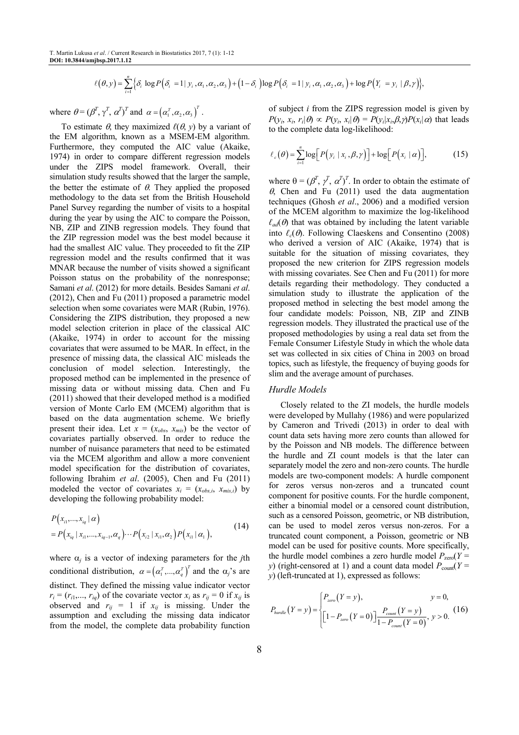$$\ell(\theta, y) = \sum_{i=1}^{n} \left\{ \delta_i \log P(\delta_i = 1 \mid y_i, \alpha_1, \alpha_2, \alpha_3) + (1 - \delta_i) \log P(\delta_i = 1 \mid y_i, \alpha_1, \alpha_2, \alpha_3) + \log P(Y_i = y_i \mid \beta, \gamma) \right\},$$

where $\theta = (\beta^T, \gamma^T, \alpha^T)^T$ and $\alpha = (\alpha_1^T, \alpha_2, \alpha_3)^T$.

To estimate $\theta$, they maximized $\ell(\theta, y)$ by a variant of the EM algorithm, known as a MSEM-EM algorithm. Furthermore, they computed the AIC value (Akaike, 1974) in order to compare different regression models under the ZIPS model framework. Overall, their simulation study results showed that the larger the sample, the better the estimate of $\theta$. They applied the proposed methodology to the data set from the British Household Panel Survey regarding the number of visits to a hospital during the year by using the AIC to compare the Poisson, NB, ZIP and ZINB regression models. They found that the ZIP regression model was the best model because it had the smallest AIC value. They proceeded to fit the ZIP regression model and the results confirmed that it was MNAR because the number of visits showed a significant Poisson status on the probability of the nonresponse; Samani *et al*. (2012) for more details. Besides Samani *et al*. (2012), Chen and Fu (2011) proposed a parametric model selection when some covariates were MAR (Rubin, 1976). Considering the ZIPS distribution, they proposed a new model selection criterion in place of the classical AIC (Akaike, 1974) in order to account for the missing covariates that were assumed to be MAR. In effect, in the presence of missing data, the classical AIC misleads the conclusion of model selection. Interestingly, the proposed method can be implemented in the presence of missing data or without missing data. Chen and Fu (2011) showed that their developed method is a modified version of Monte Carlo EM (MCEM) algorithm that is based on the data augmentation scheme. We briefly present their idea. Let $x = (x_{obs}, x_{mis})$ be the vector of covariates partially observed. In order to reduce the number of nuisance parameters that need to be estimated via the MCEM algorithm and allow a more convenient model specification for the distribution of covariates, following Ibrahim *et al*. (2005), Chen and Fu (2011) modeled the vector of covariates $x_i = (x_{obs,i}, x_{mis,i})$ by developing the following probability model:

$$\begin{aligned} & P(x_{i1}, \ldots, x_{iq} \mid \alpha) \\ & = P(x_{iq} \mid x_{i1}, \ldots, x_{iq-1}, \alpha_q) \cdots P(x_{i2} \mid x_{i1}, \alpha_2) P(x_{i1} \mid \alpha_1), \end{aligned} \tag{14}$$

where $\alpha_j$ is a vector of indexing parameters for the $j$th conditional distribution, $\alpha = (\alpha_1^T, \ldots, \alpha_q^T)^T$ and the $\alpha_j$'s are distinct. They defined the missing value indicator vector $r_i = (r_{i1}, \ldots, r_{iq})$ of the covariate vector $x_i$ as $r_{ij} = 0$ if $x_{ij}$ is observed and $r_{ij} = 1$ if $x_{ij}$ is missing. Under the assumption and excluding the missing data indicator from the model, the complete data probability function of subject $i$ from the ZIPS regression model is given by $P(y_i, x_i, r_i \mid \theta) \propto P(y_i, x_i \mid \theta) = P(y_i \mid x_i, \beta, \gamma) P(x_i \mid \alpha)$ that leads to the complete data log-likelihood:

$$\ell_c(\theta) = \sum_{i=1}^{n} \log\left[P(y_i \mid x_i, \beta, \gamma)\right] + \log\left[P(x_i \mid \alpha)\right], \tag{15}$$

where $\theta = (\beta^T, \gamma^T, \alpha^T)^T$. In order to obtain the estimate of $\theta$, Chen and Fu (2011) used the data augmentation techniques (Ghosh *et al*., 2006) and a modified version of the MCEM algorithm to maximize the log-likelihood $\ell_{ad}(\theta)$ that was obtained by including the latent variable into $\ell_c(\theta)$. Following Claeskens and Consentino (2008) who derived a version of AIC (Akaike, 1974) that is suitable for the situation of missing covariates, they proposed the new criterion for ZIPS regression models with missing covariates. See Chen and Fu (2011) for more details regarding their methodology. They conducted a simulation study to illustrate the application of the proposed method in selecting the best model among the four candidate models: Poisson, NB, ZIP and ZINB regression models. They illustrated the practical use of the proposed methodologies by using a real data set from the Female Consumer Lifestyle Study in which the whole data set was collected in six cities of China in 2003 on broad topics, such as lifestyle, the frequency of buying goods for slim and the average amount of purchases.

### Hurdle Models

Closely related to the ZI models, the hurdle models were developed by Mullahy (1986) and were popularized by Cameron and Trivedi (2013) in order to deal with count data sets having more zero counts than allowed for by the Poisson and NB models. The difference between the hurdle and ZI count models is that the later can separately model the zero and non-zero counts. The hurdle models are two-component models: A hurdle component for zeros versus non-zeros and a truncated count component for positive counts. For the hurdle component, either a binomial model or a censored count distribution, such as a censored Poisson, geometric, or NB distribution, can be used to model zeros versus non-zeros. For a truncated count component, a Poisson, geometric or NB model can be used for positive counts. More specifically, the hurdle model combines a zero hurdle model $P_{zero}(Y = y)$ (right-censored at 1) and a count data model $P_{count}(Y = y)$ (left-truncated at 1), expressed as follows:

$$P_{hurdle}(Y = y) = \begin{cases} P_{zero}(Y = y), & y = 0, \\ \left[1 - P_{zero}(Y = 0)\right] \dfrac{P_{count}(Y = y)}{1 - P_{count}(Y = 0)}, & y > 0. \end{cases} \tag{16}$$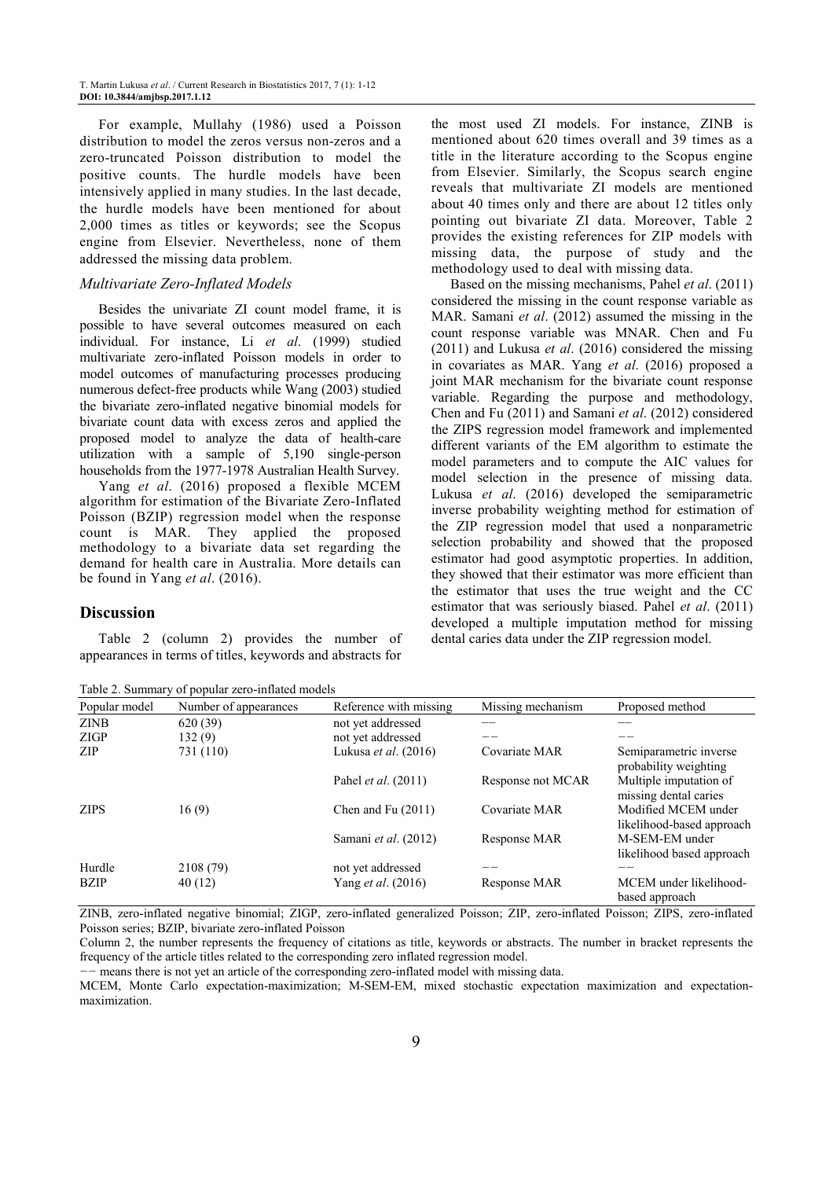For example, Mullahy (1986) used a Poisson distribution to model the zeros versus non-zeros and a zero-truncated Poisson distribution to model the positive counts. The hurdle models have been intensively applied in many studies. In the last decade, the hurdle models have been mentioned for about 2,000 times as titles or keywords; see the Scopus engine from Elsevier. Nevertheless, none of them addressed the missing data problem.

### *Multivariate Zero-Inflated Models*

Besides the univariate ZI count model frame, it is possible to have several outcomes measured on each individual. For instance, Li *et al*. (1999) studied multivariate zero-inflated Poisson models in order to model outcomes of manufacturing processes producing numerous defect-free products while Wang (2003) studied the bivariate zero-inflated negative binomial models for bivariate count data with excess zeros and applied the proposed model to analyze the data of health-care utilization with a sample of 5,190 single-person households from the 1977-1978 Australian Health Survey.

Yang *et al*. (2016) proposed a flexible MCEM algorithm for estimation of the Bivariate Zero-Inflated Poisson (BZIP) regression model when the response count is MAR. They applied the proposed methodology to a bivariate data set regarding the demand for health care in Australia. More details can be found in Yang *et al*. (2016).

## Discussion

Table 2 (column 2) provides the number of appearances in terms of titles, keywords and abstracts for the most used ZI models. For instance, ZINB is mentioned about 620 times overall and 39 times as a title in the literature according to the Scopus engine from Elsevier. Similarly, the Scopus search engine reveals that multivariate ZI models are mentioned about 40 times only and there are about 12 titles only pointing out bivariate ZI data. Moreover, Table 2 provides the existing references for ZIP models with missing data, the purpose of study and the methodology used to deal with missing data.

Based on the missing mechanisms, Pahel *et al*. (2011) considered the missing in the count response variable as MAR. Samani *et al*. (2012) assumed the missing in the count response variable was MNAR. Chen and Fu (2011) and Lukusa *et al*. (2016) considered the missing in covariates as MAR. Yang *et al*. (2016) proposed a joint MAR mechanism for the bivariate count response variable. Regarding the purpose and methodology, Chen and Fu (2011) and Samani *et al*. (2012) considered the ZIPS regression model framework and implemented different variants of the EM algorithm to estimate the model parameters and to compute the AIC values for model selection in the presence of missing data. Lukusa *et al*. (2016) developed the semiparametric inverse probability weighting method for estimation of the ZIP regression model that used a nonparametric selection probability and showed that the proposed estimator had good asymptotic properties. In addition, they showed that their estimator was more efficient than the estimator that uses the true weight and the CC estimator that was seriously biased. Pahel *et al*. (2011) developed a multiple imputation method for missing dental caries data under the ZIP regression model.

Table 2. Summary of popular zero-inflated models

| Popular model | Number of appearances | Reference with missing | Missing mechanism | Proposed method |
|---|---|---|---|---|
| ZINB | 620 (39) | not yet addressed | −− | −− |
| ZIGP | 132 (9) | not yet addressed | −− | −− |
| ZIP | 731 (110) | Lukusa *et al*. (2016) | Covariate MAR | Semiparametric inverse probability weighting |
| | | Pahel *et al*. (2011) | Response not MCAR | Multiple imputation of missing dental caries |
| ZIPS | 16 (9) | Chen and Fu (2011) | Covariate MAR | Modified MCEM under likelihood-based approach |
| | | Samani *et al*. (2012) | Response MAR | M-SEM-EM under likelihood based approach |
| Hurdle | 2108 (79) | not yet addressed | −− | −− |
| BZIP | 40 (12) | Yang *et al*. (2016) | Response MAR | MCEM under likelihood-based approach |

ZINB, zero-inflated negative binomial; ZIGP, zero-inflated generalized Poisson; ZIP, zero-inflated Poisson; ZIPS, zero-inflated Poisson series; BZIP, bivariate zero-inflated Poisson

Column 2, the number represents the frequency of citations as title, keywords or abstracts. The number in bracket represents the frequency of the article titles related to the corresponding zero inflated regression model.

−− means there is not yet an article of the corresponding zero-inflated model with missing data.

MCEM, Monte Carlo expectation-maximization; M-SEM-EM, mixed stochastic expectation maximization and expectation-maximization.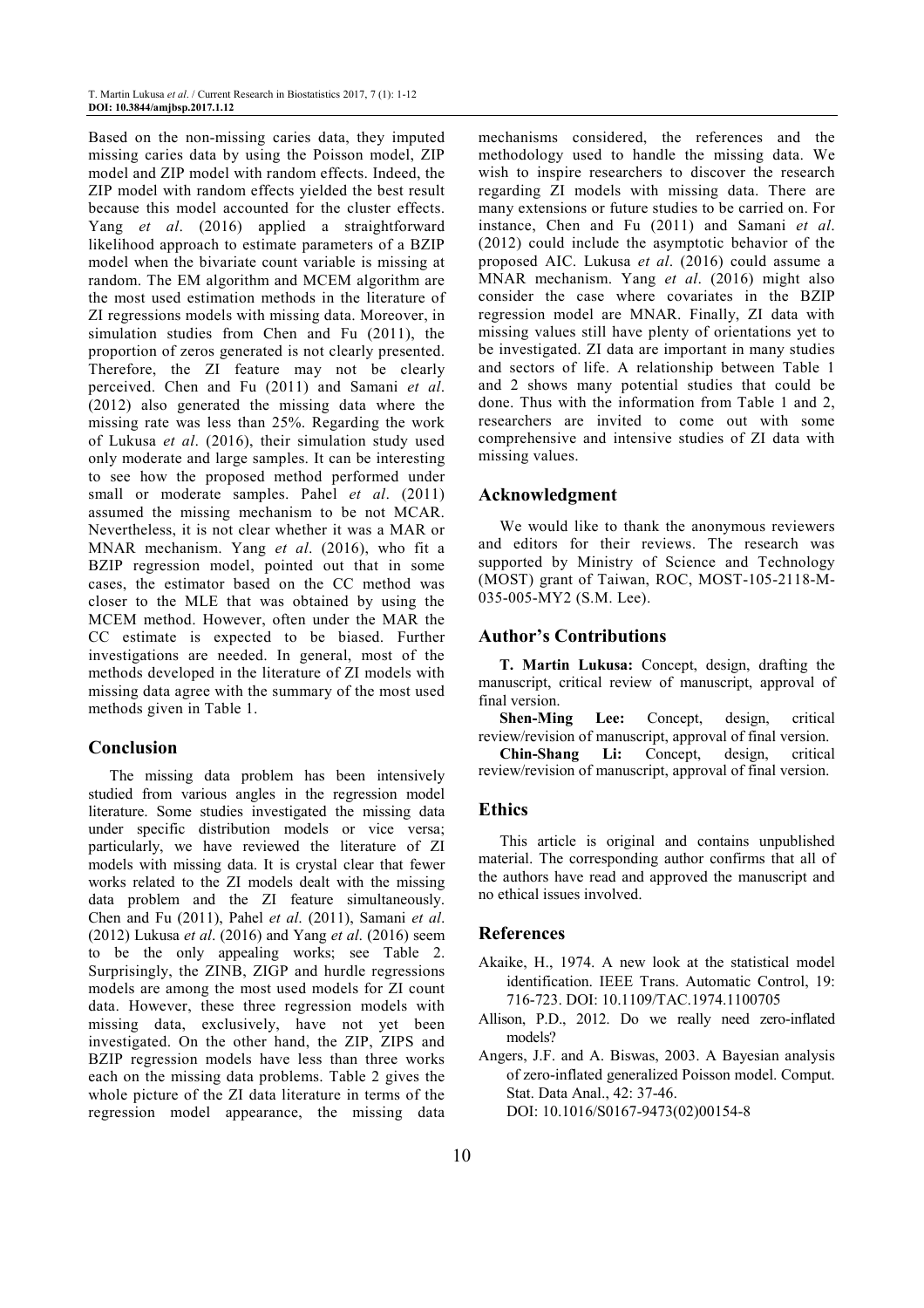Based on the non-missing caries data, they imputed missing caries data by using the Poisson model, ZIP model and ZIP model with random effects. Indeed, the ZIP model with random effects yielded the best result because this model accounted for the cluster effects. Yang *et al*. (2016) applied a straightforward likelihood approach to estimate parameters of a BZIP model when the bivariate count variable is missing at random. The EM algorithm and MCEM algorithm are the most used estimation methods in the literature of ZI regressions models with missing data. Moreover, in simulation studies from Chen and Fu (2011), the proportion of zeros generated is not clearly presented. Therefore, the ZI feature may not be clearly perceived. Chen and Fu (2011) and Samani *et al*. (2012) also generated the missing data where the missing rate was less than 25%. Regarding the work of Lukusa *et al*. (2016), their simulation study used only moderate and large samples. It can be interesting to see how the proposed method performed under small or moderate samples. Pahel *et al*. (2011) assumed the missing mechanism to be not MCAR. Nevertheless, it is not clear whether it was a MAR or MNAR mechanism. Yang *et al*. (2016), who fit a BZIP regression model, pointed out that in some cases, the estimator based on the CC method was closer to the MLE that was obtained by using the MCEM method. However, often under the MAR the CC estimate is expected to be biased. Further investigations are needed. In general, most of the methods developed in the literature of ZI models with missing data agree with the summary of the most used methods given in Table 1.

## Conclusion

The missing data problem has been intensively studied from various angles in the regression model literature. Some studies investigated the missing data under specific distribution models or vice versa; particularly, we have reviewed the literature of ZI models with missing data. It is crystal clear that fewer works related to the ZI models dealt with the missing data problem and the ZI feature simultaneously. Chen and Fu (2011), Pahel *et al*. (2011), Samani *et al*. (2012) Lukusa *et al*. (2016) and Yang *et al*. (2016) seem to be the only appealing works; see Table 2. Surprisingly, the ZINB, ZIGP and hurdle regressions models are among the most used models for ZI count data. However, these three regression models with missing data, exclusively, have not yet been investigated. On the other hand, the ZIP, ZIPS and BZIP regression models have less than three works each on the missing data problems. Table 2 gives the whole picture of the ZI data literature in terms of the regression model appearance, the missing data mechanisms considered, the references and the methodology used to handle the missing data. We wish to inspire researchers to discover the research regarding ZI models with missing data. There are many extensions or future studies to be carried on. For instance, Chen and Fu (2011) and Samani *et al*. (2012) could include the asymptotic behavior of the proposed AIC. Lukusa *et al*. (2016) could assume a MNAR mechanism. Yang *et al*. (2016) might also consider the case where covariates in the BZIP regression model are MNAR. Finally, ZI data with missing values still have plenty of orientations yet to be investigated. ZI data are important in many studies and sectors of life. A relationship between Table 1 and 2 shows many potential studies that could be done. Thus with the information from Table 1 and 2, researchers are invited to come out with some comprehensive and intensive studies of ZI data with missing values.

## Acknowledgment

We would like to thank the anonymous reviewers and editors for their reviews. The research was supported by Ministry of Science and Technology (MOST) grant of Taiwan, ROC, MOST-105-2118-M-035-005-MY2 (S.M. Lee).

## Author's Contributions

**T. Martin Lukusa:** Concept, design, drafting the manuscript, critical review of manuscript, approval of final version.

**Shen-Ming Lee:** Concept, design, critical review/revision of manuscript, approval of final version.

**Chin-Shang Li:** Concept, design, critical review/revision of manuscript, approval of final version.

## Ethics

This article is original and contains unpublished material. The corresponding author confirms that all of the authors have read and approved the manuscript and no ethical issues involved.

## References

Akaike, H., 1974. A new look at the statistical model identification. IEEE Trans. Automatic Control, 19: 716-723. DOI: 10.1109/TAC.1974.1100705

Allison, P.D., 2012. Do we really need zero-inflated models?

Angers, J.F. and A. Biswas, 2003. A Bayesian analysis of zero-inflated generalized Poisson model. Comput. Stat. Data Anal., 42: 37-46. DOI: 10.1016/S0167-9473(02)00154-8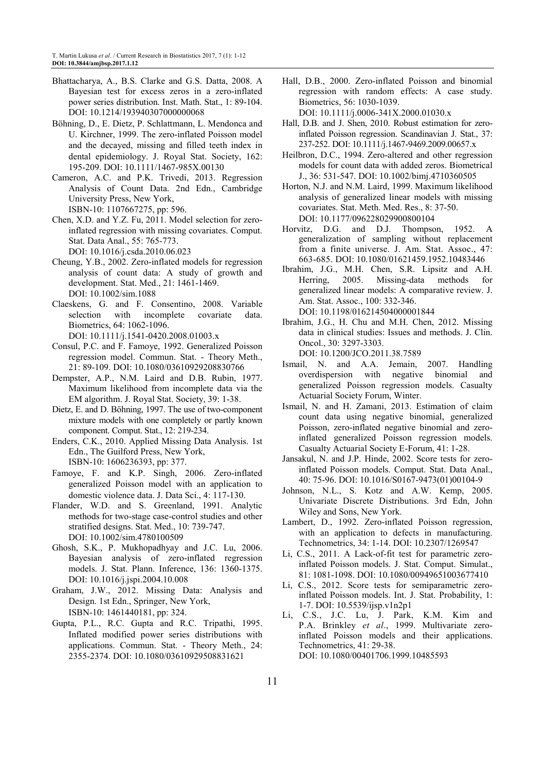Bhattacharya, A., B.S. Clarke and G.S. Datta, 2008. A Bayesian test for excess zeros in a zero-inflated power series distribution. Inst. Math. Stat., 1: 89-104. DOI: 10.1214/193940307000000068

Böhning, D., E. Dietz, P. Schlattmann, L. Mendonca and U. Kirchner, 1999. The zero-inflated Poisson model and the decayed, missing and filled teeth index in dental epidemiology. J. Royal Stat. Society, 162: 195-209. DOI: 10.1111/1467-985X.00130

Cameron, A.C. and P.K. Trivedi, 2013. Regression Analysis of Count Data. 2nd Edn., Cambridge University Press, New York, ISBN-10: 1107667275, pp: 596.

Chen, X.D. and Y.Z. Fu, 2011. Model selection for zero-inflated regression with missing covariates. Comput. Stat. Data Anal., 55: 765-773. DOI: 10.1016/j.csda.2010.06.023

Cheung, Y.B., 2002. Zero-inflated models for regression analysis of count data: A study of growth and development. Stat. Med., 21: 1461-1469. DOI: 10.1002/sim.1088

Claeskens, G. and F. Consentino, 2008. Variable selection with incomplete covariate data. Biometrics, 64: 1062-1096. DOI: 10.1111/j.1541-0420.2008.01003.x

Consul, P.C. and F. Famoye, 1992. Generalized Poisson regression model. Commun. Stat. - Theory Meth., 21: 89-109. DOI: 10.1080/03610929208830766

Dempster, A.P., N.M. Laird and D.B. Rubin, 1977. Maximum likelihood from incomplete data via the EM algorithm. J. Royal Stat. Society, 39: 1-38.

Dietz, E. and D. Böhning, 1997. The use of two-component mixture models with one completely or partly known component. Comput. Stat., 12: 219-234.

Enders, C.K., 2010. Applied Missing Data Analysis. 1st Edn., The Guilford Press, New York, ISBN-10: 1606236393, pp: 377.

Famoye, F. and K.P. Singh, 2006. Zero-inflated generalized Poisson model with an application to domestic violence data. J. Data Sci., 4: 117-130.

Flander, W.D. and S. Greenland, 1991. Analytic methods for two-stage case-control studies and other stratified designs. Stat. Med., 10: 739-747. DOI: 10.1002/sim.4780100509

Ghosh, S.K., P. Mukhopadhyay and J.C. Lu, 2006. Bayesian analysis of zero-inflated regression models. J. Stat. Plann. Inference, 136: 1360-1375. DOI: 10.1016/j.jspi.2004.10.008

Graham, J.W., 2012. Missing Data: Analysis and Design. 1st Edn., Springer, New York, ISBN-10: 1461440181, pp: 324.

Gupta, P.L., R.C. Gupta and R.C. Tripathi, 1995. Inflated modified power series distributions with applications. Commun. Stat. - Theory Meth., 24: 2355-2374. DOI: 10.1080/03610929508831621

Hall, D.B., 2000. Zero-inflated Poisson and binomial regression with random effects: A case study. Biometrics, 56: 1030-1039. DOI: 10.1111/j.0006-341X.2000.01030.x

Hall, D.B. and J. Shen, 2010. Robust estimation for zero-inflated Poisson regression. Scandinavian J. Stat., 37: 237-252. DOI: 10.1111/j.1467-9469.2009.00657.x

Heilbron, D.C., 1994. Zero-altered and other regression models for count data with added zeros. Biometrical J., 36: 531-547. DOI: 10.1002/bimj.4710360505

Horton, N.J. and N.M. Laird, 1999. Maximum likelihood analysis of generalized linear models with missing covariates. Stat. Meth. Med. Res., 8: 37-50. DOI: 10.1177/096228029900800104

Horvitz, D.G. and D.J. Thompson, 1952. A generalization of sampling without replacement from a finite universe. J. Am. Stat. Assoc., 47: 663-685. DOI: 10.1080/01621459.1952.10483446

Ibrahim, J.G., M.H. Chen, S.R. Lipsitz and A.H. Herring, 2005. Missing-data methods for generalized linear models: A comparative review. J. Am. Stat. Assoc., 100: 332-346. DOI: 10.1198/016214504000001844

Ibrahim, J.G., H. Chu and M.H. Chen, 2012. Missing data in clinical studies: Issues and methods. J. Clin. Oncol., 30: 3297-3303. DOI: 10.1200/JCO.2011.38.7589

Ismail, N. and A.A. Jemain, 2007. Handling overdispersion with negative binomial and generalized Poisson regression models. Casualty Actuarial Society Forum, Winter.

Ismail, N. and H. Zamani, 2013. Estimation of claim count data using negative binomial, generalized Poisson, zero-inflated negative binomial and zero-inflated generalized Poisson regression models. Casualty Actuarial Society E-Forum, 41: 1-28.

Jansakul, N. and J.P. Hinde, 2002. Score tests for zero-inflated Poisson models. Comput. Stat. Data Anal., 40: 75-96. DOI: 10.1016/S0167-9473(01)00104-9

Johnson, N.L., S. Kotz and A.W. Kemp, 2005. Univariate Discrete Distributions. 3rd Edn, John Wiley and Sons, New York.

Lambert, D., 1992. Zero-inflated Poisson regression, with an application to defects in manufacturing. Technometrics, 34: 1-14. DOI: 10.2307/1269547

Li, C.S., 2011. A Lack-of-fit test for parametric zero-inflated Poisson models. J. Stat. Comput. Simulat., 81: 1081-1098. DOI: 10.1080/00949651003677410

Li, C.S., 2012. Score tests for semiparametric zero-inflated Poisson models. Int. J. Stat. Probability, 1: 1-7. DOI: 10.5539/ijsp.v1n2p1

Li, C.S., J.C. Lu, J. Park, K.M. Kim and P.A. Brinkley *et al*., 1999. Multivariate zero-inflated Poisson models and their applications. Technometrics, 41: 29-38. DOI: 10.1080/00401706.1999.10485593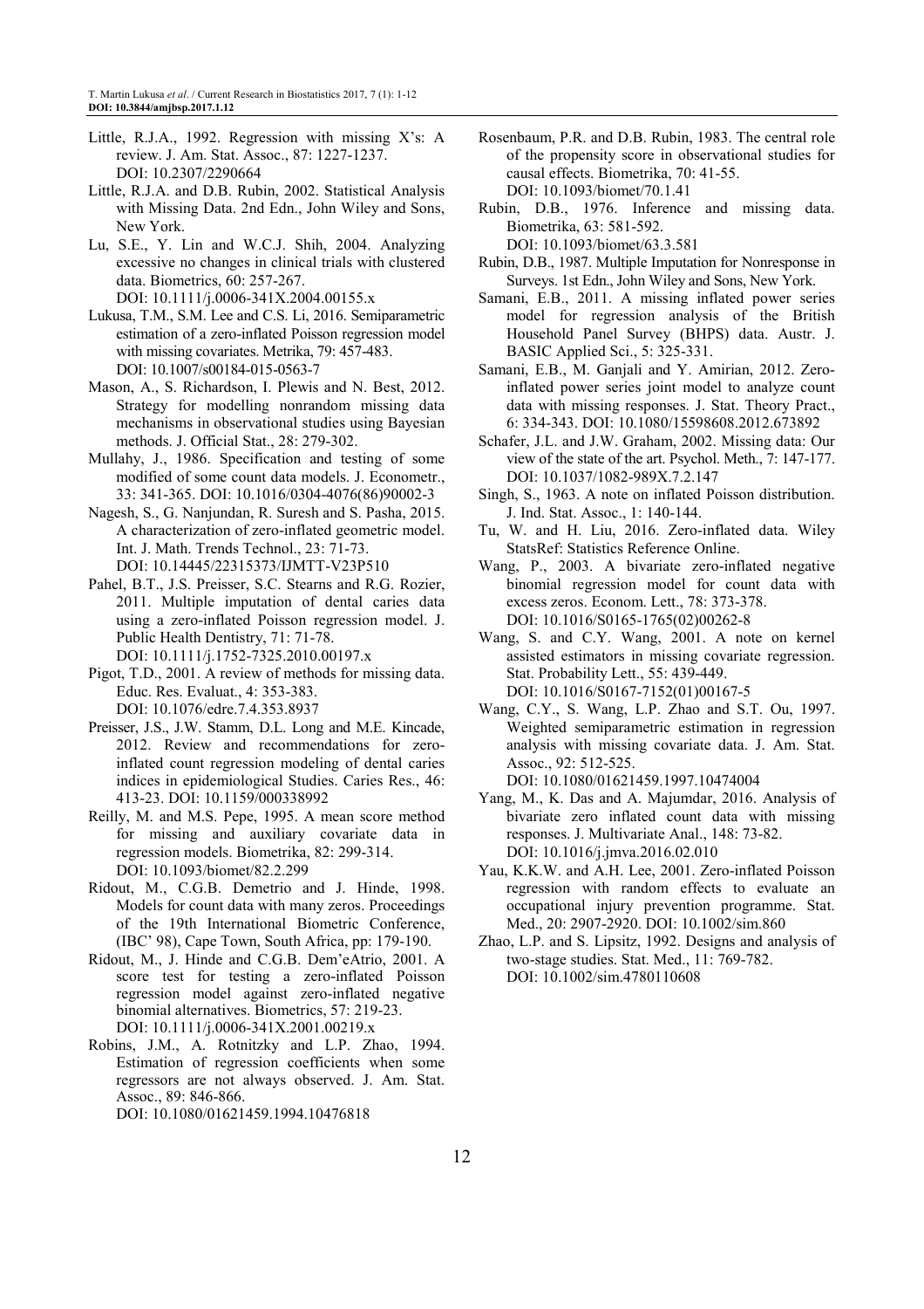Little, R.J.A., 1992. Regression with missing X's: A review. J. Am. Stat. Assoc., 87: 1227-1237. DOI: 10.2307/2290664

Little, R.J.A. and D.B. Rubin, 2002. Statistical Analysis with Missing Data. 2nd Edn., John Wiley and Sons, New York.

Lu, S.E., Y. Lin and W.C.J. Shih, 2004. Analyzing excessive no changes in clinical trials with clustered data. Biometrics, 60: 257-267. DOI: 10.1111/j.0006-341X.2004.00155.x

Lukusa, T.M., S.M. Lee and C.S. Li, 2016. Semiparametric estimation of a zero-inflated Poisson regression model with missing covariates. Metrika, 79: 457-483. DOI: 10.1007/s00184-015-0563-7

Mason, A., S. Richardson, I. Plewis and N. Best, 2012. Strategy for modelling nonrandom missing data mechanisms in observational studies using Bayesian methods. J. Official Stat., 28: 279-302.

Mullahy, J., 1986. Specification and testing of some modified of some count data models. J. Econometr., 33: 341-365. DOI: 10.1016/0304-4076(86)90002-3

Nagesh, S., G. Nanjundan, R. Suresh and S. Pasha, 2015. A characterization of zero-inflated geometric model. Int. J. Math. Trends Technol., 23: 71-73. DOI: 10.14445/22315373/IJMTT-V23P510

Pahel, B.T., J.S. Preisser, S.C. Stearns and R.G. Rozier, 2011. Multiple imputation of dental caries data using a zero-inflated Poisson regression model. J. Public Health Dentistry, 71: 71-78. DOI: 10.1111/j.1752-7325.2010.00197.x

Pigot, T.D., 2001. A review of methods for missing data. Educ. Res. Evaluat., 4: 353-383. DOI: 10.1076/edre.7.4.353.8937

Preisser, J.S., J.W. Stamm, D.L. Long and M.E. Kincade, 2012. Review and recommendations for zero-inflated count regression modeling of dental caries indices in epidemiological Studies. Caries Res., 46: 413-23. DOI: 10.1159/000338992

Reilly, M. and M.S. Pepe, 1995. A mean score method for missing and auxiliary covariate data in regression models. Biometrika, 82: 299-314. DOI: 10.1093/biomet/82.2.299

Ridout, M., C.G.B. Demetrio and J. Hinde, 1998. Models for count data with many zeros. Proceedings of the 19th International Biometric Conference, (IBC' 98), Cape Town, South Africa, pp: 179-190.

Ridout, M., J. Hinde and C.G.B. Dem'eAtrio, 2001. A score test for testing a zero-inflated Poisson regression model against zero-inflated negative binomial alternatives. Biometrics, 57: 219-23. DOI: 10.1111/j.0006-341X.2001.00219.x

Robins, J.M., A. Rotnitzky and L.P. Zhao, 1994. Estimation of regression coefficients when some regressors are not always observed. J. Am. Stat. Assoc., 89: 846-866. DOI: 10.1080/01621459.1994.10476818

Rosenbaum, P.R. and D.B. Rubin, 1983. The central role of the propensity score in observational studies for causal effects. Biometrika, 70: 41-55. DOI: 10.1093/biomet/70.1.41

Rubin, D.B., 1976. Inference and missing data. Biometrika, 63: 581-592. DOI: 10.1093/biomet/63.3.581

Rubin, D.B., 1987. Multiple Imputation for Nonresponse in Surveys. 1st Edn., John Wiley and Sons, New York.

Samani, E.B., 2011. A missing inflated power series model for regression analysis of the British Household Panel Survey (BHPS) data. Austr. J. BASIC Applied Sci., 5: 325-331.

Samani, E.B., M. Ganjali and Y. Amirian, 2012. Zero-inflated power series joint model to analyze count data with missing responses. J. Stat. Theory Pract., 6: 334-343. DOI: 10.1080/15598608.2012.673892

Schafer, J.L. and J.W. Graham, 2002. Missing data: Our view of the state of the art. Psychol. Meth., 7: 147-177. DOI: 10.1037/1082-989X.7.2.147

Singh, S., 1963. A note on inflated Poisson distribution. J. Ind. Stat. Assoc., 1: 140-144.

Tu, W. and H. Liu, 2016. Zero-inflated data. Wiley StatsRef: Statistics Reference Online.

Wang, P., 2003. A bivariate zero-inflated negative binomial regression model for count data with excess zeros. Econom. Lett., 78: 373-378. DOI: 10.1016/S0165-1765(02)00262-8

Wang, S. and C.Y. Wang, 2001. A note on kernel assisted estimators in missing covariate regression. Stat. Probability Lett., 55: 439-449. DOI: 10.1016/S0167-7152(01)00167-5

Wang, C.Y., S. Wang, L.P. Zhao and S.T. Ou, 1997. Weighted semiparametric estimation in regression analysis with missing covariate data. J. Am. Stat. Assoc., 92: 512-525. DOI: 10.1080/01621459.1997.10474004

Yang, M., K. Das and A. Majumdar, 2016. Analysis of bivariate zero inflated count data with missing responses. J. Multivariate Anal., 148: 73-82. DOI: 10.1016/j.jmva.2016.02.010

Yau, K.K.W. and A.H. Lee, 2001. Zero-inflated Poisson regression with random effects to evaluate an occupational injury prevention programme. Stat. Med., 20: 2907-2920. DOI: 10.1002/sim.860

Zhao, L.P. and S. Lipsitz, 1992. Designs and analysis of two-stage studies. Stat. Med., 11: 769-782. DOI: 10.1002/sim.4780110608